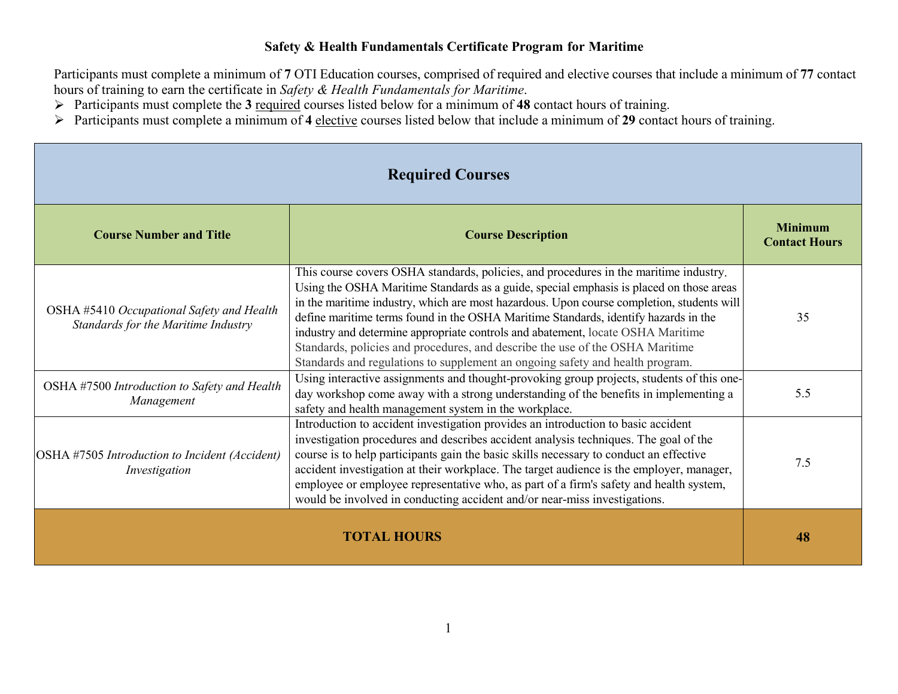# Safety & Health Fundamentals Certificate Program for Maritime

Participants must complete a minimum of **7** OTI Education courses, comprised of required and elective courses that include a minimum of **77** contact hours of training to earn the certificate in *Safety & Health Fundamentals for Maritime*.

- Participants must complete the **3** required courses listed below for a minimum of **48** contact hours of training.
- Participants must complete a minimum of **4** elective courses listed below that include a minimum of **29** contact hours of training.

| **Required Courses** | | |
|---|---|---|
| **Course Number and Title** | **Course Description** | **Minimum Contact Hours** |
| OSHA #5410 *Occupational Safety and Health Standards for the Maritime Industry* | This course covers OSHA standards, policies, and procedures in the maritime industry. Using the OSHA Maritime Standards as a guide, special emphasis is placed on those areas in the maritime industry, which are most hazardous. Upon course completion, students will define maritime terms found in the OSHA Maritime Standards, identify hazards in the industry and determine appropriate controls and abatement, locate OSHA Maritime Standards, policies and procedures, and describe the use of the OSHA Maritime Standards and regulations to supplement an ongoing safety and health program. | 35 |
| OSHA #7500 *Introduction to Safety and Health Management* | Using interactive assignments and thought-provoking group projects, students of this one-day workshop come away with a strong understanding of the benefits in implementing a safety and health management system in the workplace. | 5.5 |
| OSHA #7505 *Introduction to Incident (Accident) Investigation* | Introduction to accident investigation provides an introduction to basic accident investigation procedures and describes accident analysis techniques. The goal of the course is to help participants gain the basic skills necessary to conduct an effective accident investigation at their workplace. The target audience is the employer, manager, employee or employee representative who, as part of a firm's safety and health system, would be involved in conducting accident and/or near-miss investigations. | 7.5 |
| **TOTAL HOURS** | | **48** |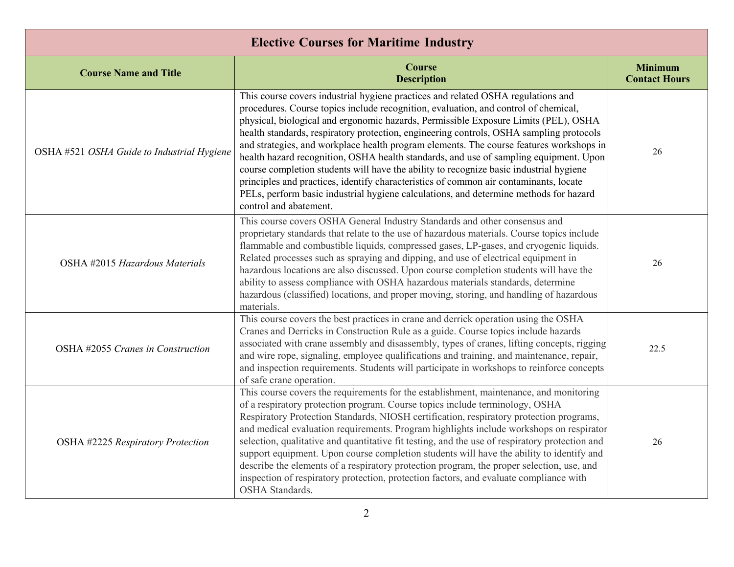| Elective Courses for Maritime Industry | | |
|---|---|---|
| **Course Name and Title** | **Course Description** | **Minimum Contact Hours** |
| OSHA #521 *OSHA Guide to Industrial Hygiene* | This course covers industrial hygiene practices and related OSHA regulations and procedures. Course topics include recognition, evaluation, and control of chemical, physical, biological and ergonomic hazards, Permissible Exposure Limits (PEL), OSHA health standards, respiratory protection, engineering controls, OSHA sampling protocols and strategies, and workplace health program elements. The course features workshops in health hazard recognition, OSHA health standards, and use of sampling equipment. Upon course completion students will have the ability to recognize basic industrial hygiene principles and practices, identify characteristics of common air contaminants, locate PELs, perform basic industrial hygiene calculations, and determine methods for hazard control and abatement. | 26 |
| OSHA #2015 *Hazardous Materials* | This course covers OSHA General Industry Standards and other consensus and proprietary standards that relate to the use of hazardous materials. Course topics include flammable and combustible liquids, compressed gases, LP-gases, and cryogenic liquids. Related processes such as spraying and dipping, and use of electrical equipment in hazardous locations are also discussed. Upon course completion students will have the ability to assess compliance with OSHA hazardous materials standards, determine hazardous (classified) locations, and proper moving, storing, and handling of hazardous materials. | 26 |
| OSHA #2055 *Cranes in Construction* | This course covers the best practices in crane and derrick operation using the OSHA Cranes and Derricks in Construction Rule as a guide. Course topics include hazards associated with crane assembly and disassembly, types of cranes, lifting concepts, rigging and wire rope, signaling, employee qualifications and training, and maintenance, repair, and inspection requirements. Students will participate in workshops to reinforce concepts of safe crane operation. | 22.5 |
| OSHA #2225 *Respiratory Protection* | This course covers the requirements for the establishment, maintenance, and monitoring of a respiratory protection program. Course topics include terminology, OSHA Respiratory Protection Standards, NIOSH certification, respiratory protection programs, and medical evaluation requirements. Program highlights include workshops on respirator selection, qualitative and quantitative fit testing, and the use of respiratory protection and support equipment. Upon course completion students will have the ability to identify and describe the elements of a respiratory protection program, the proper selection, use, and inspection of respiratory protection, protection factors, and evaluate compliance with OSHA Standards. | 26 |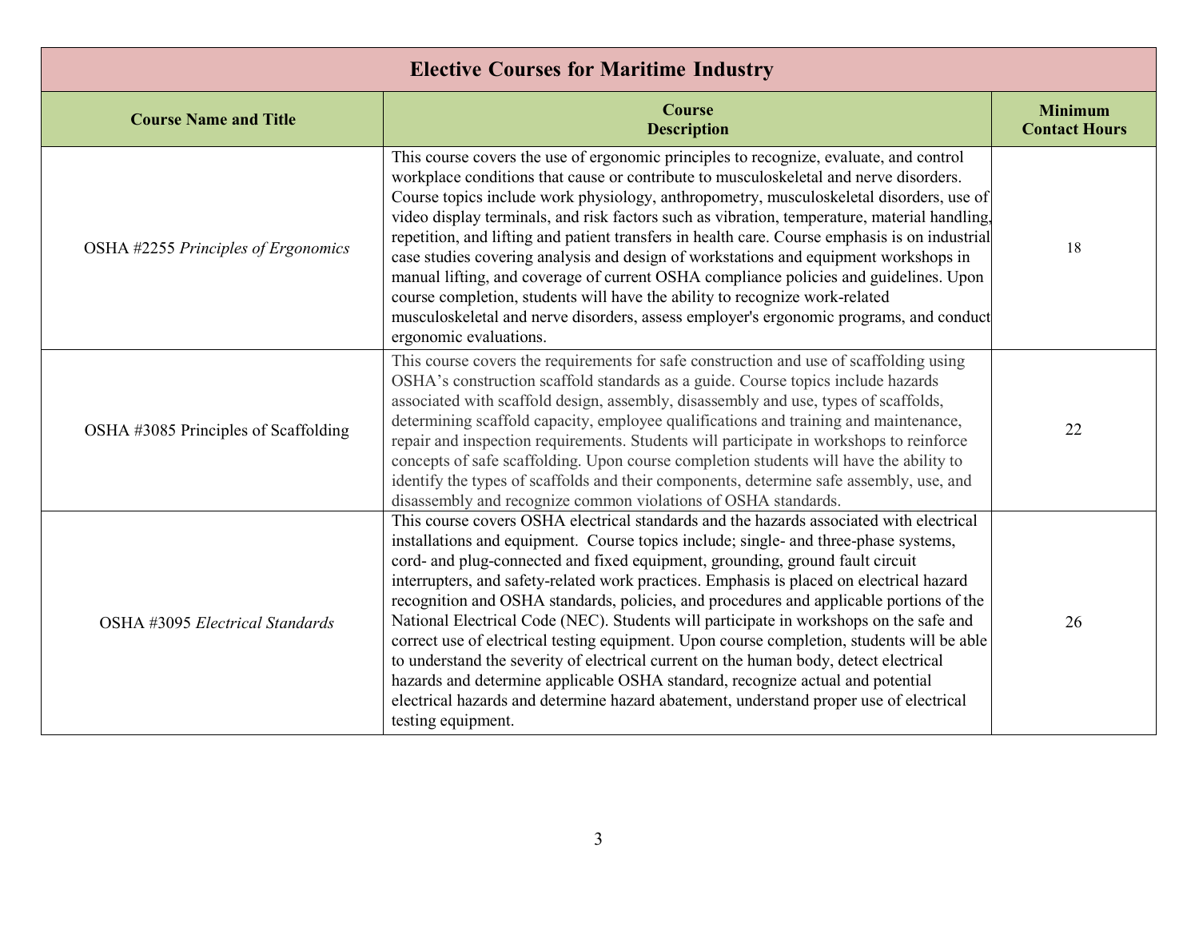| **Elective Courses for Maritime Industry** | | |
|---|---|---|
| **Course Name and Title** | **Course Description** | **Minimum Contact Hours** |
| OSHA #2255 *Principles of Ergonomics* | This course covers the use of ergonomic principles to recognize, evaluate, and control workplace conditions that cause or contribute to musculoskeletal and nerve disorders. Course topics include work physiology, anthropometry, musculoskeletal disorders, use of video display terminals, and risk factors such as vibration, temperature, material handling, repetition, and lifting and patient transfers in health care. Course emphasis is on industrial case studies covering analysis and design of workstations and equipment workshops in manual lifting, and coverage of current OSHA compliance policies and guidelines. Upon course completion, students will have the ability to recognize work-related musculoskeletal and nerve disorders, assess employer's ergonomic programs, and conduct ergonomic evaluations. | 18 |
| OSHA #3085 Principles of Scaffolding | This course covers the requirements for safe construction and use of scaffolding using OSHA's construction scaffold standards as a guide. Course topics include hazards associated with scaffold design, assembly, disassembly and use, types of scaffolds, determining scaffold capacity, employee qualifications and training and maintenance, repair and inspection requirements. Students will participate in workshops to reinforce concepts of safe scaffolding. Upon course completion students will have the ability to identify the types of scaffolds and their components, determine safe assembly, use, and disassembly and recognize common violations of OSHA standards. | 22 |
| OSHA #3095 *Electrical Standards* | This course covers OSHA electrical standards and the hazards associated with electrical installations and equipment. Course topics include; single- and three-phase systems, cord- and plug-connected and fixed equipment, grounding, ground fault circuit interrupters, and safety-related work practices. Emphasis is placed on electrical hazard recognition and OSHA standards, policies, and procedures and applicable portions of the National Electrical Code (NEC). Students will participate in workshops on the safe and correct use of electrical testing equipment. Upon course completion, students will be able to understand the severity of electrical current on the human body, detect electrical hazards and determine applicable OSHA standard, recognize actual and potential electrical hazards and determine hazard abatement, understand proper use of electrical testing equipment. | 26 |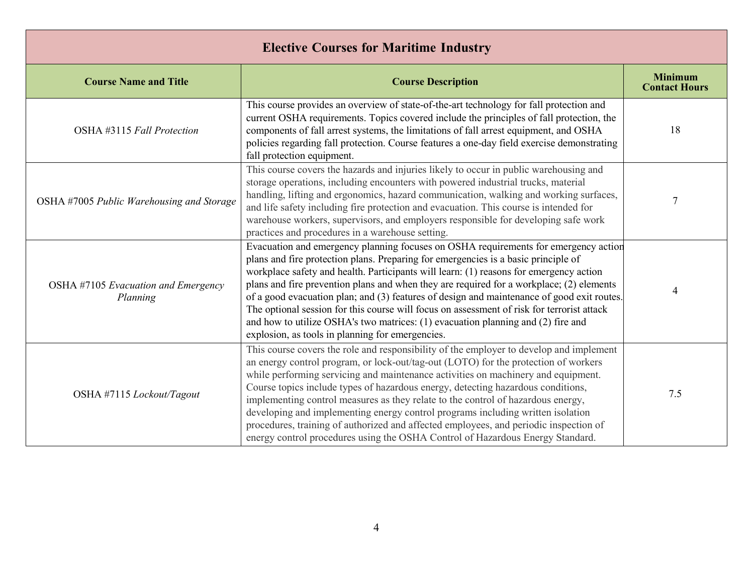| Elective Courses for Maritime Industry | | |
|---|---|---|
| **Course Name and Title** | **Course Description** | **Minimum Contact Hours** |
| OSHA #3115 *Fall Protection* | This course provides an overview of state-of-the-art technology for fall protection and current OSHA requirements. Topics covered include the principles of fall protection, the components of fall arrest systems, the limitations of fall arrest equipment, and OSHA policies regarding fall protection. Course features a one-day field exercise demonstrating fall protection equipment. | 18 |
| OSHA #7005 *Public Warehousing and Storage* | This course covers the hazards and injuries likely to occur in public warehousing and storage operations, including encounters with powered industrial trucks, material handling, lifting and ergonomics, hazard communication, walking and working surfaces, and life safety including fire protection and evacuation. This course is intended for warehouse workers, supervisors, and employers responsible for developing safe work practices and procedures in a warehouse setting. | 7 |
| OSHA #7105 *Evacuation and Emergency Planning* | Evacuation and emergency planning focuses on OSHA requirements for emergency action plans and fire protection plans. Preparing for emergencies is a basic principle of workplace safety and health. Participants will learn: (1) reasons for emergency action plans and fire prevention plans and when they are required for a workplace; (2) elements of a good evacuation plan; and (3) features of design and maintenance of good exit routes. The optional session for this course will focus on assessment of risk for terrorist attack and how to utilize OSHA's two matrices: (1) evacuation planning and (2) fire and explosion, as tools in planning for emergencies. | 4 |
| OSHA #7115 *Lockout/Tagout* | This course covers the role and responsibility of the employer to develop and implement an energy control program, or lock-out/tag-out (LOTO) for the protection of workers while performing servicing and maintenance activities on machinery and equipment. Course topics include types of hazardous energy, detecting hazardous conditions, implementing control measures as they relate to the control of hazardous energy, developing and implementing energy control programs including written isolation procedures, training of authorized and affected employees, and periodic inspection of energy control procedures using the OSHA Control of Hazardous Energy Standard. | 7.5 |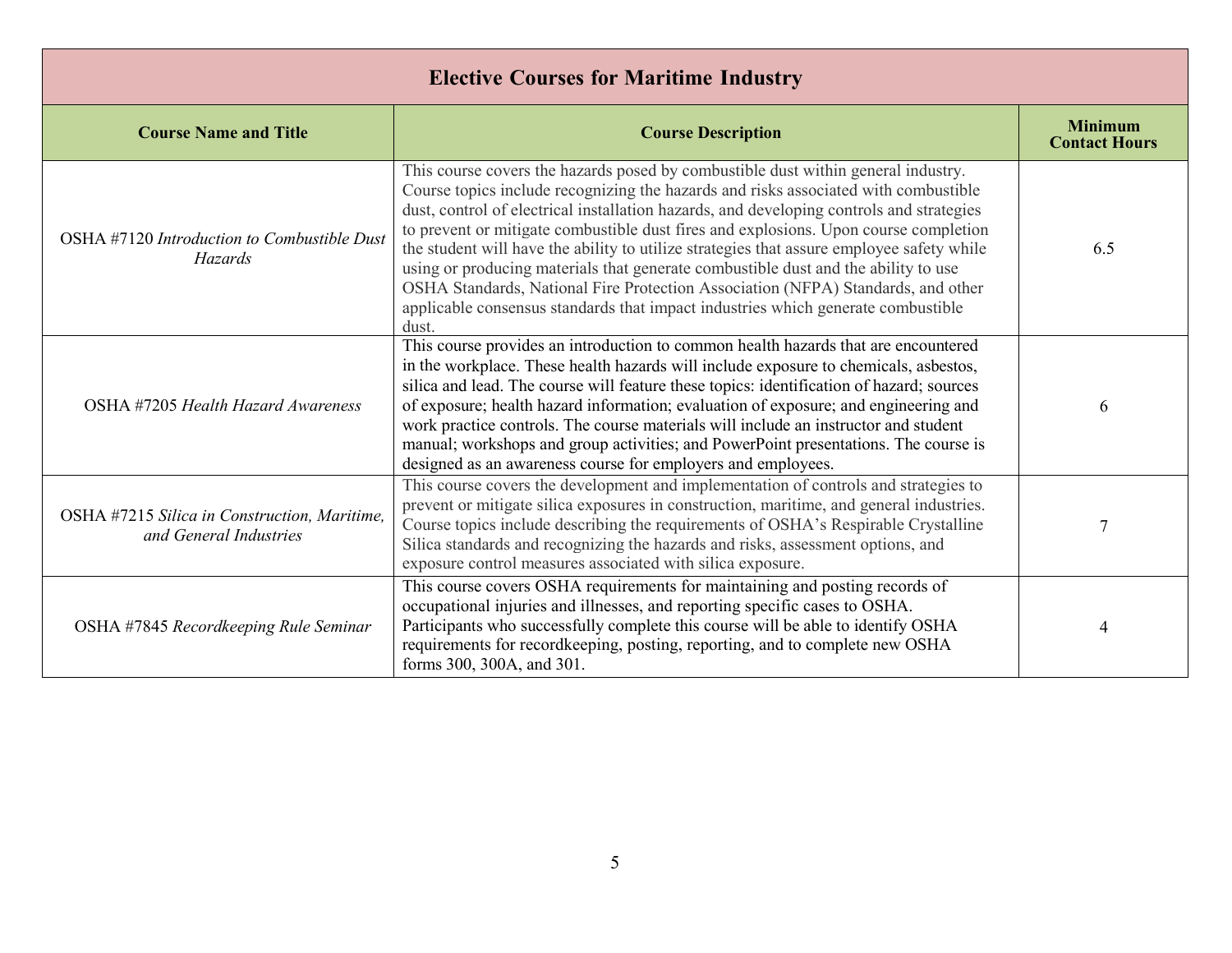| Elective Courses for Maritime Industry | | |
|---|---|---|
| **Course Name and Title** | **Course Description** | **Minimum Contact Hours** |
| OSHA #7120 *Introduction to Combustible Dust Hazards* | This course covers the hazards posed by combustible dust within general industry. Course topics include recognizing the hazards and risks associated with combustible dust, control of electrical installation hazards, and developing controls and strategies to prevent or mitigate combustible dust fires and explosions. Upon course completion the student will have the ability to utilize strategies that assure employee safety while using or producing materials that generate combustible dust and the ability to use OSHA Standards, National Fire Protection Association (NFPA) Standards, and other applicable consensus standards that impact industries which generate combustible dust. | 6.5 |
| OSHA #7205 *Health Hazard Awareness* | This course provides an introduction to common health hazards that are encountered in the workplace. These health hazards will include exposure to chemicals, asbestos, silica and lead. The course will feature these topics: identification of hazard; sources of exposure; health hazard information; evaluation of exposure; and engineering and work practice controls. The course materials will include an instructor and student manual; workshops and group activities; and PowerPoint presentations. The course is designed as an awareness course for employers and employees. | 6 |
| OSHA #7215 *Silica in Construction, Maritime, and General Industries* | This course covers the development and implementation of controls and strategies to prevent or mitigate silica exposures in construction, maritime, and general industries. Course topics include describing the requirements of OSHA's Respirable Crystalline Silica standards and recognizing the hazards and risks, assessment options, and exposure control measures associated with silica exposure. | 7 |
| OSHA #7845 *Recordkeeping Rule Seminar* | This course covers OSHA requirements for maintaining and posting records of occupational injuries and illnesses, and reporting specific cases to OSHA. Participants who successfully complete this course will be able to identify OSHA requirements for recordkeeping, posting, reporting, and to complete new OSHA forms 300, 300A, and 301. | 4 |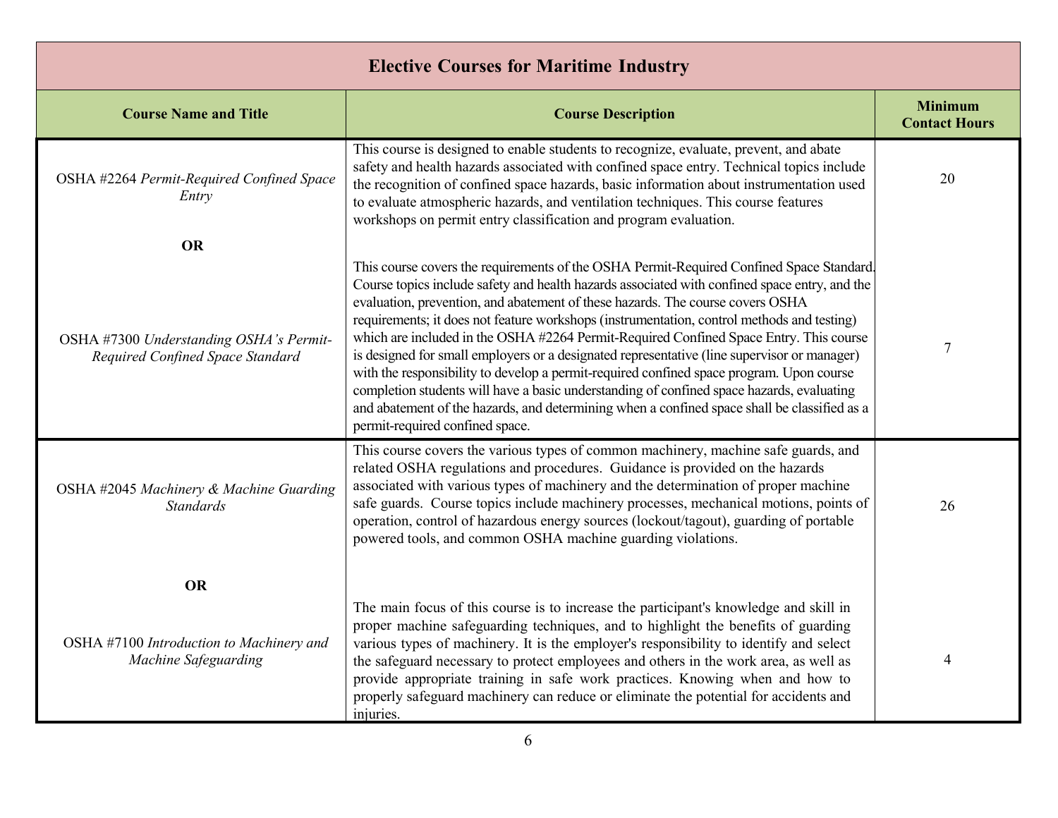| Elective Courses for Maritime Industry | | |
|---|---|---|
| **Course Name and Title** | **Course Description** | **Minimum Contact Hours** |
| OSHA #2264 *Permit-Required Confined Space Entry* | This course is designed to enable students to recognize, evaluate, prevent, and abate safety and health hazards associated with confined space entry. Technical topics include the recognition of confined space hazards, basic information about instrumentation used to evaluate atmospheric hazards, and ventilation techniques. This course features workshops on permit entry classification and program evaluation. | 20 |
| **OR** | | |
| OSHA #7300 *Understanding OSHA's Permit-Required Confined Space Standard* | This course covers the requirements of the OSHA Permit-Required Confined Space Standard. Course topics include safety and health hazards associated with confined space entry, and the evaluation, prevention, and abatement of these hazards. The course covers OSHA requirements; it does not feature workshops (instrumentation, control methods and testing) which are included in the OSHA #2264 Permit-Required Confined Space Entry. This course is designed for small employers or a designated representative (line supervisor or manager) with the responsibility to develop a permit-required confined space program. Upon course completion students will have a basic understanding of confined space hazards, evaluating and abatement of the hazards, and determining when a confined space shall be classified as a permit-required confined space. | 7 |
| OSHA #2045 *Machinery & Machine Guarding Standards* | This course covers the various types of common machinery, machine safe guards, and related OSHA regulations and procedures. Guidance is provided on the hazards associated with various types of machinery and the determination of proper machine safe guards. Course topics include machinery processes, mechanical motions, points of operation, control of hazardous energy sources (lockout/tagout), guarding of portable powered tools, and common OSHA machine guarding violations. | 26 |
| **OR** | | |
| OSHA #7100 *Introduction to Machinery and Machine Safeguarding* | The main focus of this course is to increase the participant's knowledge and skill in proper machine safeguarding techniques, and to highlight the benefits of guarding various types of machinery. It is the employer's responsibility to identify and select the safeguard necessary to protect employees and others in the work area, as well as provide appropriate training in safe work practices. Knowing when and how to properly safeguard machinery can reduce or eliminate the potential for accidents and injuries. | 4 |